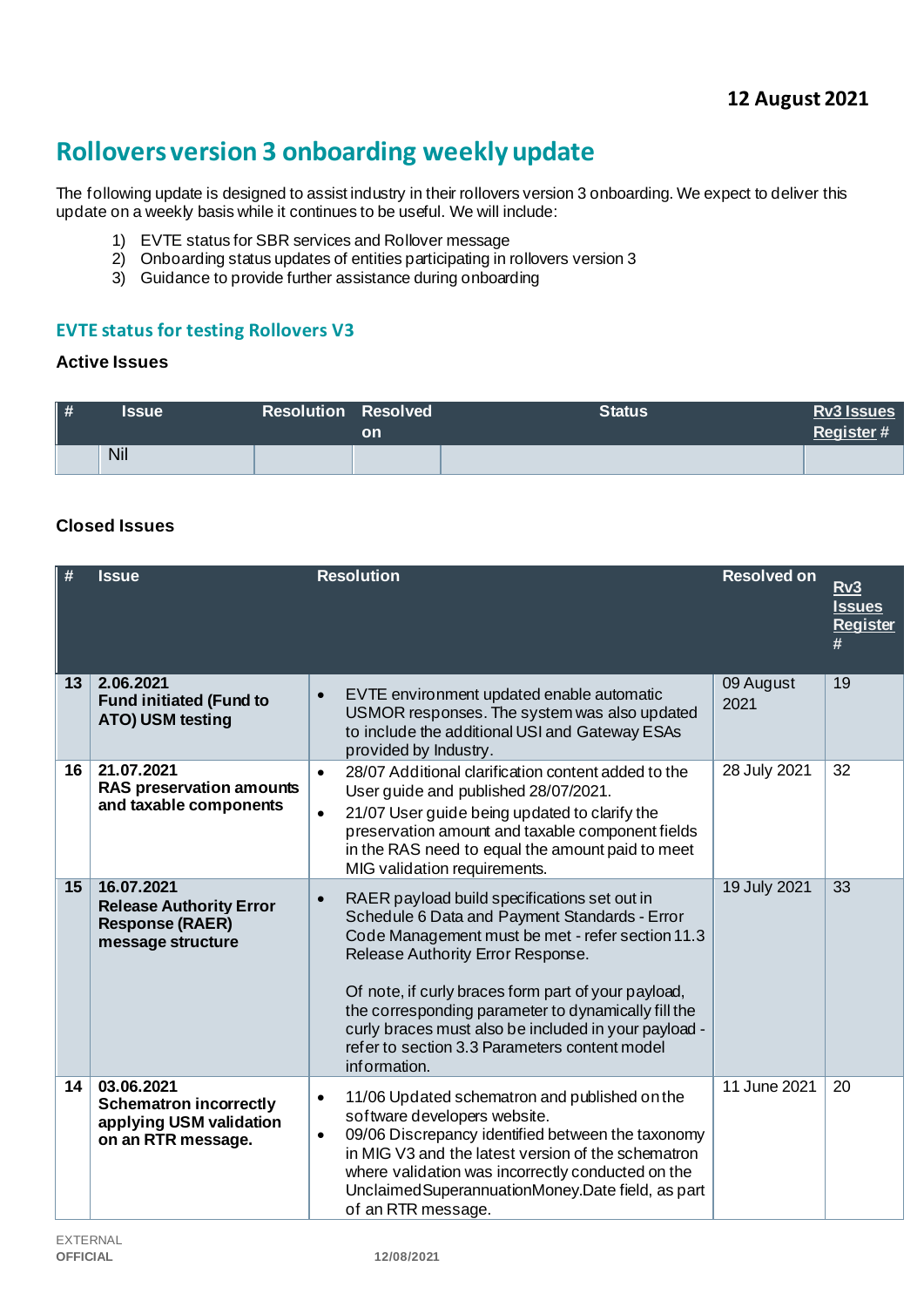**12 August 2021**

# Rollovers version 3 onboarding weekly update

The following update is designed to assist industry in their rollovers version 3 onboarding. We expect to deliver this update on a weekly basis while it continues to be useful. We will include:

1) EVTE status for SBR services and Rollover message
2) Onboarding status updates of entities participating in rollovers version 3
3) Guidance to provide further assistance during onboarding

## EVTE status for testing Rollovers V3

### Active Issues

| # | Issue | Resolution | Resolved on | Status | Rv3 Issues Register # |
|---|---|---|---|---|---|
| | Nil | | | | |

### Closed Issues

| # | Issue | Resolution | Resolved on | Rv3 Issues Register # |
|---|---|---|---|---|
| 13 | **2.06.2021**<br>**Fund initiated (Fund to ATO) USM testing** | • EVTE environment updated enable automatic USMOR responses. The system was also updated to include the additional USI and Gateway ESAs provided by Industry. | 09 August 2021 | 19 |
| 16 | **21.07.2021**<br>**RAS preservation amounts and taxable components** | • 28/07 Additional clarification content added to the User guide and published 28/07/2021.<br>• 21/07 User guide being updated to clarify the preservation amount and taxable component fields in the RAS need to equal the amount paid to meet MIG validation requirements. | 28 July 2021 | 32 |
| 15 | **16.07.2021**<br>**Release Authority Error Response (RAER) message structure** | • RAER payload build specifications set out in Schedule 6 Data and Payment Standards - Error Code Management must be met - refer section 11.3 Release Authority Error Response.<br><br>Of note, if curly braces form part of your payload, the corresponding parameter to dynamically fill the curly braces must also be included in your payload - refer to section 3.3 Parameters content model information. | 19 July 2021 | 33 |
| 14 | **03.06.2021**<br>**Schematron incorrectly applying USM validation on an RTR message.** | • 11/06 Updated schematron and published on the software developers website.<br>• 09/06 Discrepancy identified between the taxonomy in MIG V3 and the latest version of the schematron where validation was incorrectly conducted on the UnclaimedSuperannuationMoney.Date field, as part of an RTR message. | 11 June 2021 | 20 |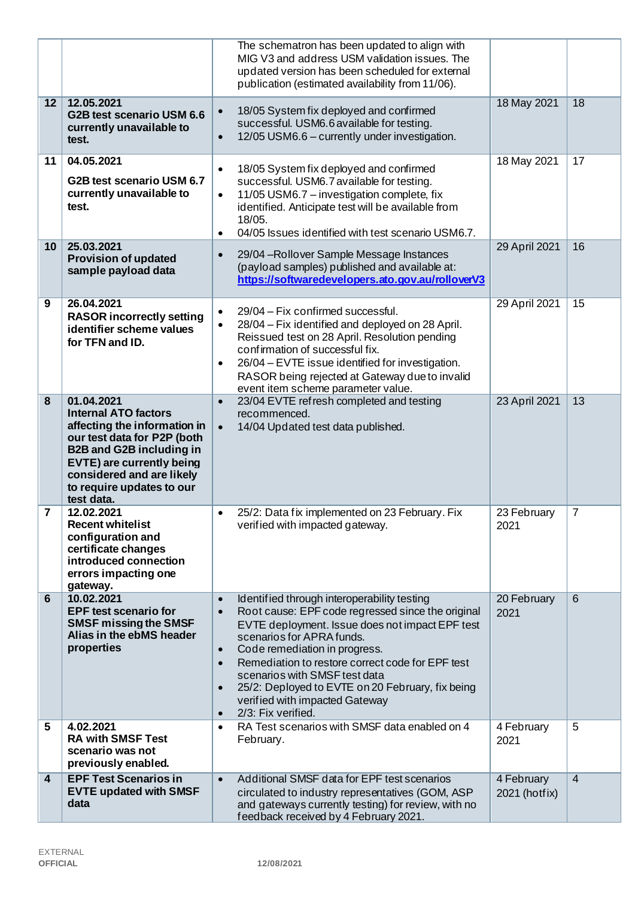| | | | | |
|---|---|---|---|---|
| | | The schematron has been updated to align with MIG V3 and address USM validation issues. The updated version has been scheduled for external publication (estimated availability from 11/06). | | |
| **12** | **12.05.2021**<br>**G2B test scenario USM 6.6 currently unavailable to test.** | • 18/05 System fix deployed and confirmed successful. USM6.6 available for testing.<br>• 12/05 USM6.6 – currently under investigation. | 18 May 2021 | 18 |
| **11** | **04.05.2021**<br>**G2B test scenario USM 6.7 currently unavailable to test.** | • 18/05 System fix deployed and confirmed successful. USM6.7 available for testing.<br>• 11/05 USM6.7 – investigation complete, fix identified. Anticipate test will be available from 18/05.<br>• 04/05 Issues identified with test scenario USM6.7. | 18 May 2021 | 17 |
| **10** | **25.03.2021**<br>**Provision of updated sample payload data** | • 29/04 –Rollover Sample Message Instances (payload samples) published and available at: **https://softwaredevelopers.ato.gov.au/rolloverV3** | 29 April 2021 | 16 |
| **9** | **26.04.2021**<br>**RASOR incorrectly setting identifier scheme values for TFN and ID.** | • 29/04 – Fix confirmed successful.<br>• 28/04 – Fix identified and deployed on 28 April. Reissued test on 28 April. Resolution pending confirmation of successful fix.<br>• 26/04 – EVTE issue identified for investigation. RASOR being rejected at Gateway due to invalid event item scheme parameter value. | 29 April 2021 | 15 |
| **8** | **01.04.2021**<br>**Internal ATO factors affecting the information in our test data for P2P (both B2B and G2B including in EVTE) are currently being considered and are likely to require updates to our test data.** | • 23/04 EVTE refresh completed and testing recommenced.<br>• 14/04 Updated test data published. | 23 April 2021 | 13 |
| **7** | **12.02.2021**<br>**Recent whitelist configuration and certificate changes introduced connection errors impacting one gateway.** | • 25/2: Data fix implemented on 23 February. Fix verified with impacted gateway. | 23 February 2021 | 7 |
| **6** | **10.02.2021**<br>**EPF test scenario for SMSF missing the SMSF Alias in the ebMS header properties** | • Identified through interoperability testing<br>• Root cause: EPF code regressed since the original EVTE deployment. Issue does not impact EPF test scenarios for APRA funds.<br>• Code remediation in progress.<br>• Remediation to restore correct code for EPF test scenarios with SMSF test data<br>• 25/2: Deployed to EVTE on 20 February, fix being verified with impacted Gateway<br>• 2/3: Fix verified. | 20 February 2021 | 6 |
| **5** | **4.02.2021**<br>**RA with SMSF Test scenario was not previously enabled.** | • RA Test scenarios with SMSF data enabled on 4 February. | 4 February 2021 | 5 |
| **4** | **EPF Test Scenarios in EVTE updated with SMSF data** | • Additional SMSF data for EPF test scenarios circulated to industry representatives (GOM, ASP and gateways currently testing) for review, with no feedback received by 4 February 2021. | 4 February 2021 (hotfix) | 4 |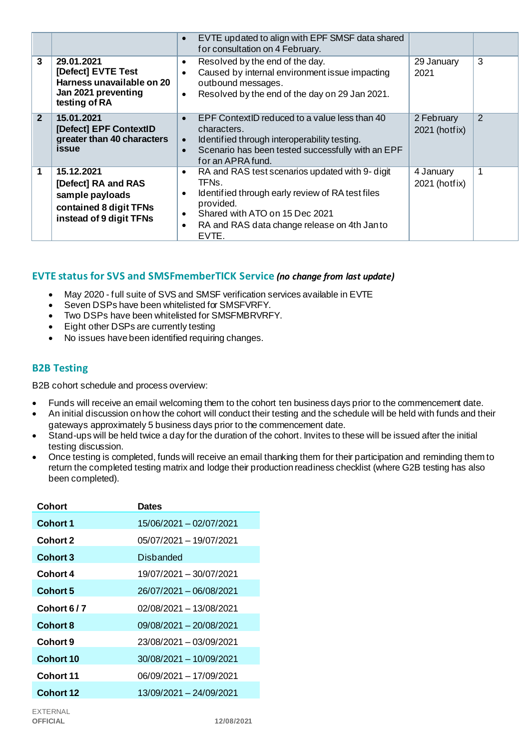| | | | | |
|---|---|---|---|---|
| | | • EVTE updated to align with EPF SMSF data shared for consultation on 4 February. | | |
| **3** | **29.01.2021**<br>**[Defect] EVTE Test Harness unavailable on 20 Jan 2021 preventing testing of RA** | • Resolved by the end of the day.<br>• Caused by internal environment issue impacting outbound messages.<br>• Resolved by the end of the day on 29 Jan 2021. | 29 January 2021 | 3 |
| **2** | **15.01.2021**<br>**[Defect] EPF ContextID greater than 40 characters issue** | • EPF ContextID reduced to a value less than 40 characters.<br>• Identified through interoperability testing.<br>• Scenario has been tested successfully with an EPF for an APRA fund. | 2 February 2021 (hotfix) | 2 |
| **1** | **15.12.2021**<br>**[Defect] RA and RAS sample payloads contained 8 digit TFNs instead of 9 digit TFNs** | • RA and RAS test scenarios updated with 9- digit TFNs.<br>• Identified through early review of RA test files provided.<br>• Shared with ATO on 15 Dec 2021<br>• RA and RAS data change release on 4th Jan to EVTE. | 4 January 2021 (hotfix) | 1 |

## EVTE status for SVS and SMSFmemberTICK Service *(no change from last update)*

- May 2020 - full suite of SVS and SMSF verification services available in EVTE
- Seven DSPs have been whitelisted for SMSFVRFY.
- Two DSPs have been whitelisted for SMSFMBRVRFY.
- Eight other DSPs are currently testing
- No issues have been identified requiring changes.

## B2B Testing

B2B cohort schedule and process overview:

- Funds will receive an email welcoming them to the cohort ten business days prior to the commencement date.
- An initial discussion on how the cohort will conduct their testing and the schedule will be held with funds and their gateways approximately 5 business days prior to the commencement date.
- Stand-ups will be held twice a day for the duration of the cohort. Invites to these will be issued after the initial testing discussion.
- Once testing is completed, funds will receive an email thanking them for their participation and reminding them to return the completed testing matrix and lodge their production readiness checklist (where G2B testing has also been completed).

| Cohort | Dates |
|---|---|
| **Cohort 1** | 15/06/2021 – 02/07/2021 |
| **Cohort 2** | 05/07/2021 – 19/07/2021 |
| **Cohort 3** | Disbanded |
| **Cohort 4** | 19/07/2021 – 30/07/2021 |
| **Cohort 5** | 26/07/2021 – 06/08/2021 |
| **Cohort 6 / 7** | 02/08/2021 – 13/08/2021 |
| **Cohort 8** | 09/08/2021 – 20/08/2021 |
| **Cohort 9** | 23/08/2021 – 03/09/2021 |
| **Cohort 10** | 30/08/2021 – 10/09/2021 |
| **Cohort 11** | 06/09/2021 – 17/09/2021 |
| **Cohort 12** | 13/09/2021 – 24/09/2021 |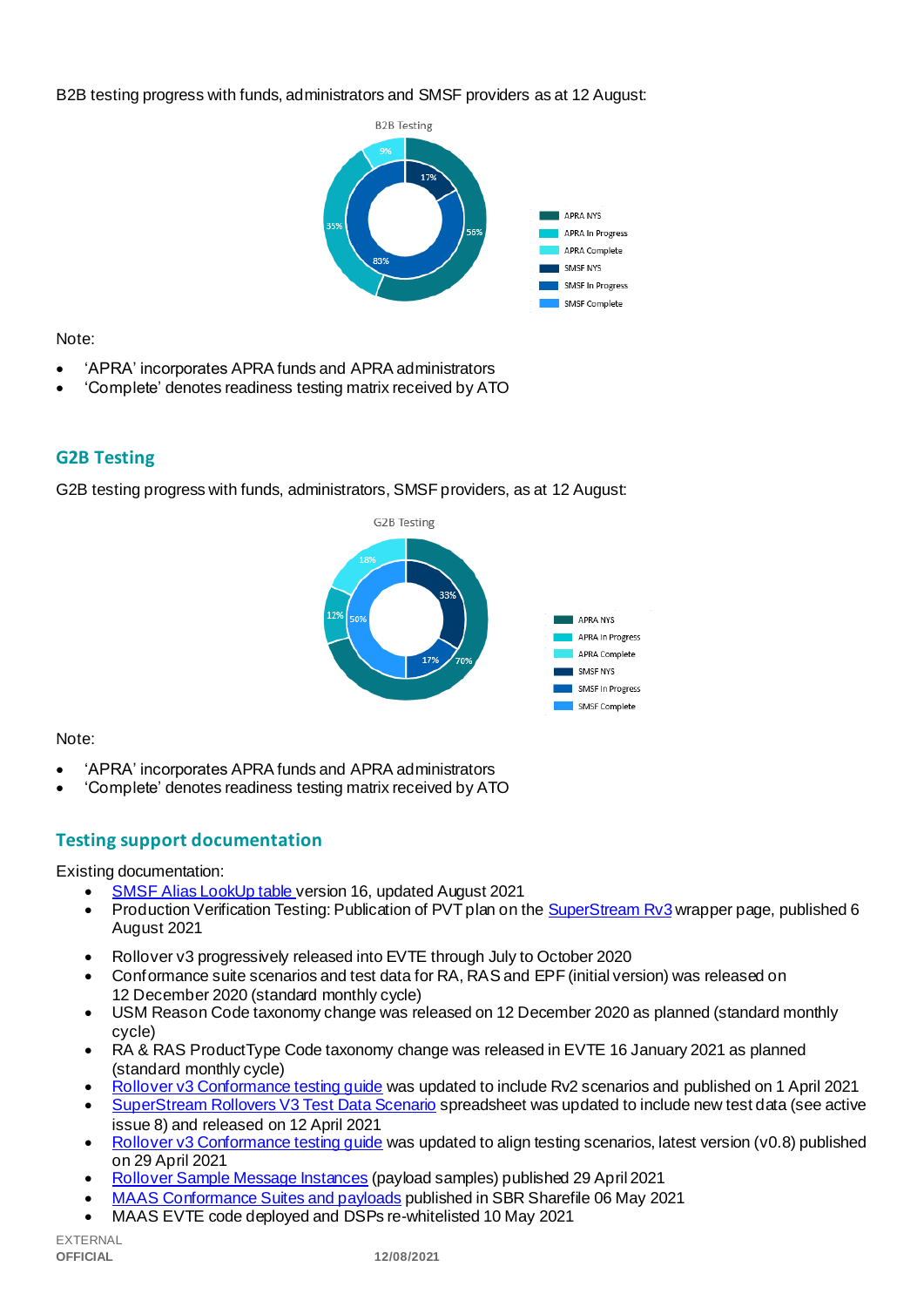B2B testing progress with funds, administrators and SMSF providers as at 12 August:

Note:

- 'APRA' incorporates APRA funds and APRA administrators
- 'Complete' denotes readiness testing matrix received by ATO

## G2B Testing

G2B testing progress with funds, administrators, SMSF providers, as at 12 August:

Note:

- 'APRA' incorporates APRA funds and APRA administrators
- 'Complete' denotes readiness testing matrix received by ATO

## Testing support documentation

Existing documentation:

- SMSF Alias LookUp table version 16, updated August 2021
- Production Verification Testing: Publication of PVT plan on the SuperStream Rv3 wrapper page, published 6 August 2021
- Rollover v3 progressively released into EVTE through July to October 2020
- Conformance suite scenarios and test data for RA, RAS and EPF (initial version) was released on 12 December 2020 (standard monthly cycle)
- USM Reason Code taxonomy change was released on 12 December 2020 as planned (standard monthly cycle)
- RA & RAS ProductType Code taxonomy change was released in EVTE 16 January 2021 as planned (standard monthly cycle)
- Rollover v3 Conformance testing guide was updated to include Rv2 scenarios and published on 1 April 2021
- SuperStream Rollovers V3 Test Data Scenario spreadsheet was updated to include new test data (see active issue 8) and released on 12 April 2021
- Rollover v3 Conformance testing guide was updated to align testing scenarios, latest version (v0.8) published on 29 April 2021
- Rollover Sample Message Instances (payload samples) published 29 April 2021
- MAAS Conformance Suites and payloads published in SBR Sharefile 06 May 2021
- MAAS EVTE code deployed and DSPs re-whitelisted 10 May 2021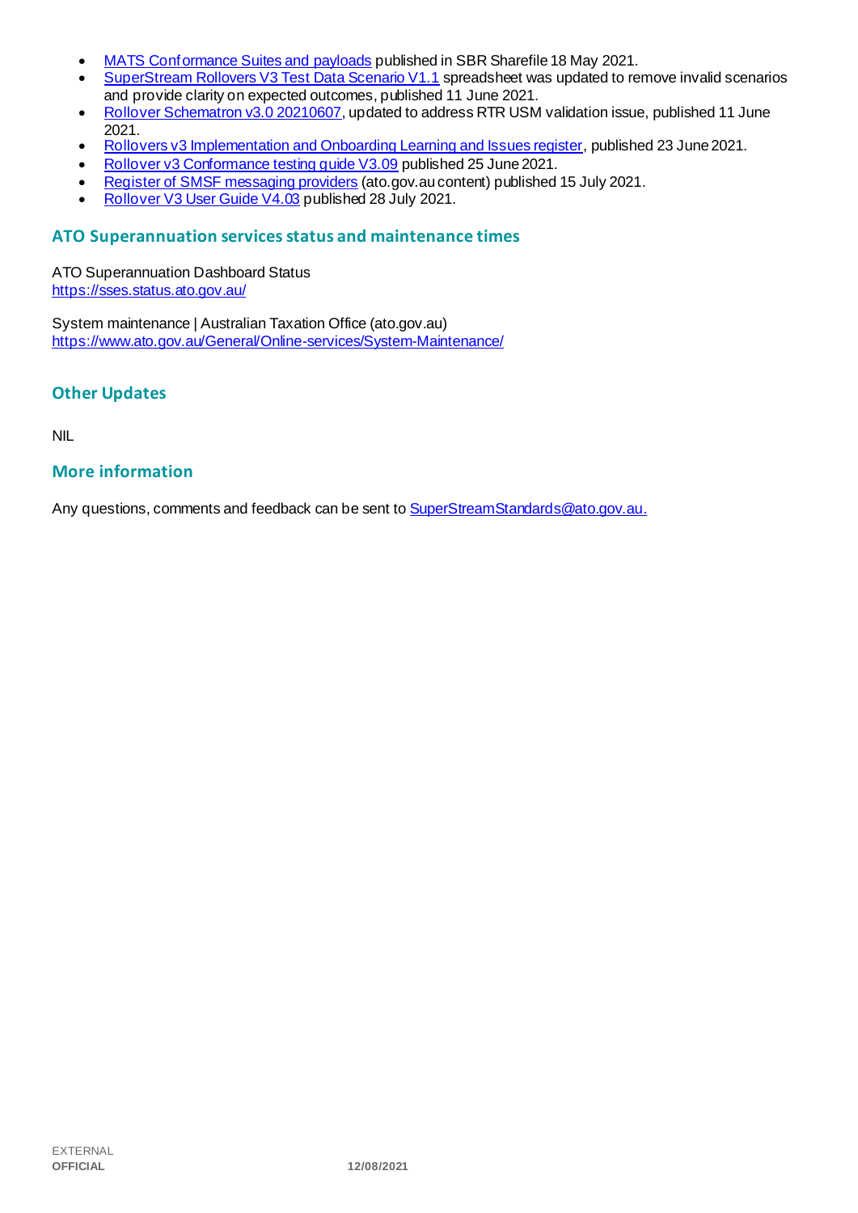- MATS Conformance Suites and payloads published in SBR Sharefile 18 May 2021.
- SuperStream Rollovers V3 Test Data Scenario V1.1 spreadsheet was updated to remove invalid scenarios and provide clarity on expected outcomes, published 11 June 2021.
- Rollover Schematron v3.0 20210607, updated to address RTR USM validation issue, published 11 June 2021.
- Rollovers v3 Implementation and Onboarding Learning and Issues register, published 23 June 2021.
- Rollover v3 Conformance testing guide V3.09 published 25 June 2021.
- Register of SMSF messaging providers (ato.gov.au content) published 15 July 2021.
- Rollover V3 User Guide V4.03 published 28 July 2021.

## ATO Superannuation services status and maintenance times

ATO Superannuation Dashboard Status
https://sses.status.ato.gov.au/

System maintenance | Australian Taxation Office (ato.gov.au)
https://www.ato.gov.au/General/Online-services/System-Maintenance/

## Other Updates

NIL

## More information

Any questions, comments and feedback can be sent to SuperStreamStandards@ato.gov.au.

EXTERNAL
**OFFICIAL** **12/08/2021**